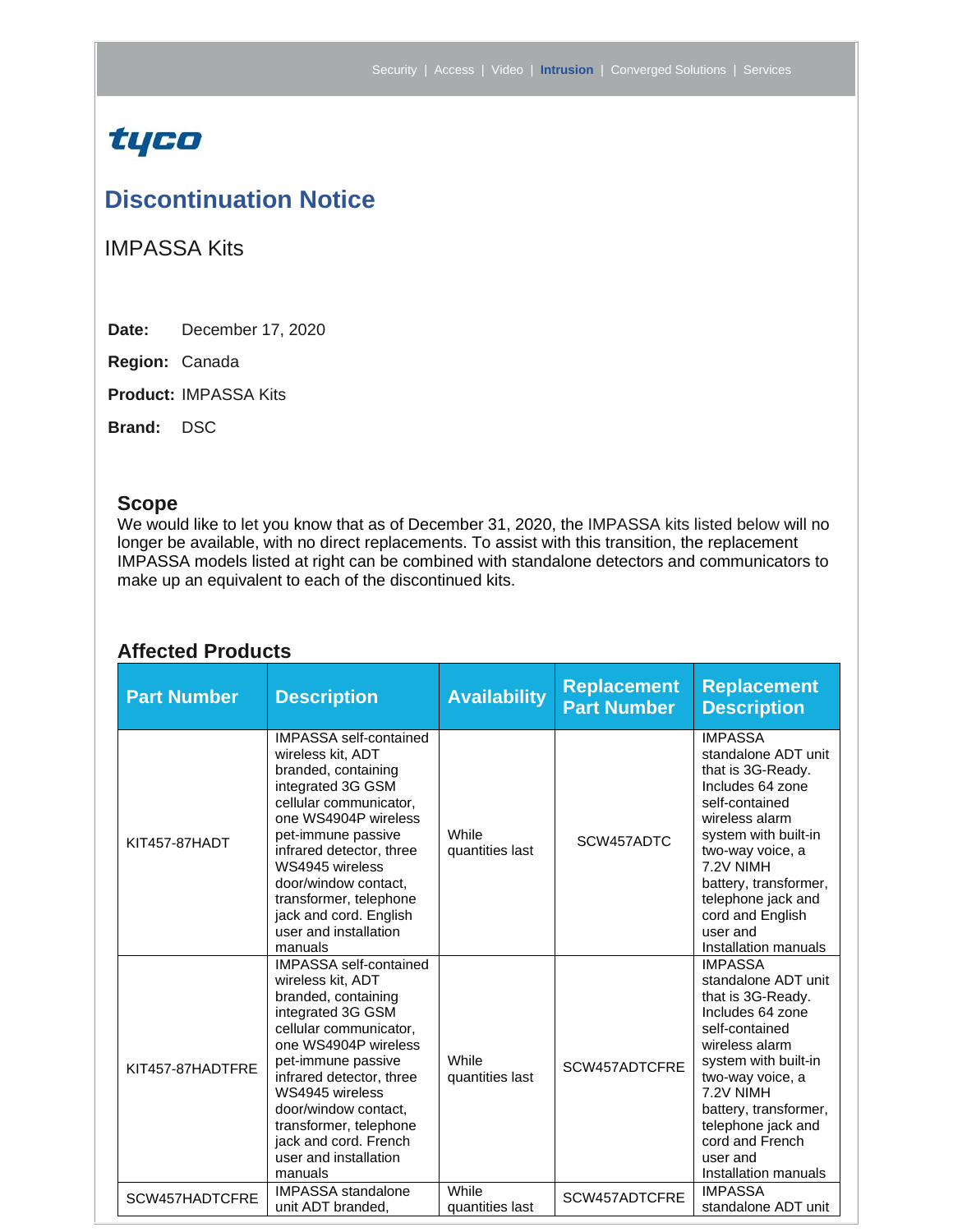Security | Access | Video | **Intrusion** | Converged Solutions | Services

tyco

# Discontinuation Notice

## IMPASSA Kits

**Date:** December 17, 2020

**Region:** Canada

**Product:** IMPASSA Kits

**Brand:** DSC

### Scope

We would like to let you know that as of December 31, 2020, the IMPASSA kits listed below will no longer be available, with no direct replacements. To assist with this transition, the replacement IMPASSA models listed at right can be combined with standalone detectors and communicators to make up an equivalent to each of the discontinued kits.

### Affected Products

| Part Number | Description | Availability | Replacement Part Number | Replacement Description |
|---|---|---|---|---|
| KIT457-87HADT | IMPASSA self-contained wireless kit, ADT branded, containing integrated 3G GSM cellular communicator, one WS4904P wireless pet-immune passive infrared detector, three WS4945 wireless door/window contact, transformer, telephone jack and cord. English user and installation manuals | While quantities last | SCW457ADTC | IMPASSA standalone ADT unit that is 3G-Ready. Includes 64 zone self-contained wireless alarm system with built-in two-way voice, a 7.2V NIMH battery, transformer, telephone jack and cord and English user and Installation manuals |
| KIT457-87HADTFRE | IMPASSA self-contained wireless kit, ADT branded, containing integrated 3G GSM cellular communicator, one WS4904P wireless pet-immune passive infrared detector, three WS4945 wireless door/window contact, transformer, telephone jack and cord. French user and installation manuals | While quantities last | SCW457ADTCFRE | IMPASSA standalone ADT unit that is 3G-Ready. Includes 64 zone self-contained wireless alarm system with built-in two-way voice, a 7.2V NIMH battery, transformer, telephone jack and cord and French user and Installation manuals |
| SCW457HADTCFRE | IMPASSA standalone unit ADT branded, | While quantities last | SCW457ADTCFRE | IMPASSA standalone ADT unit |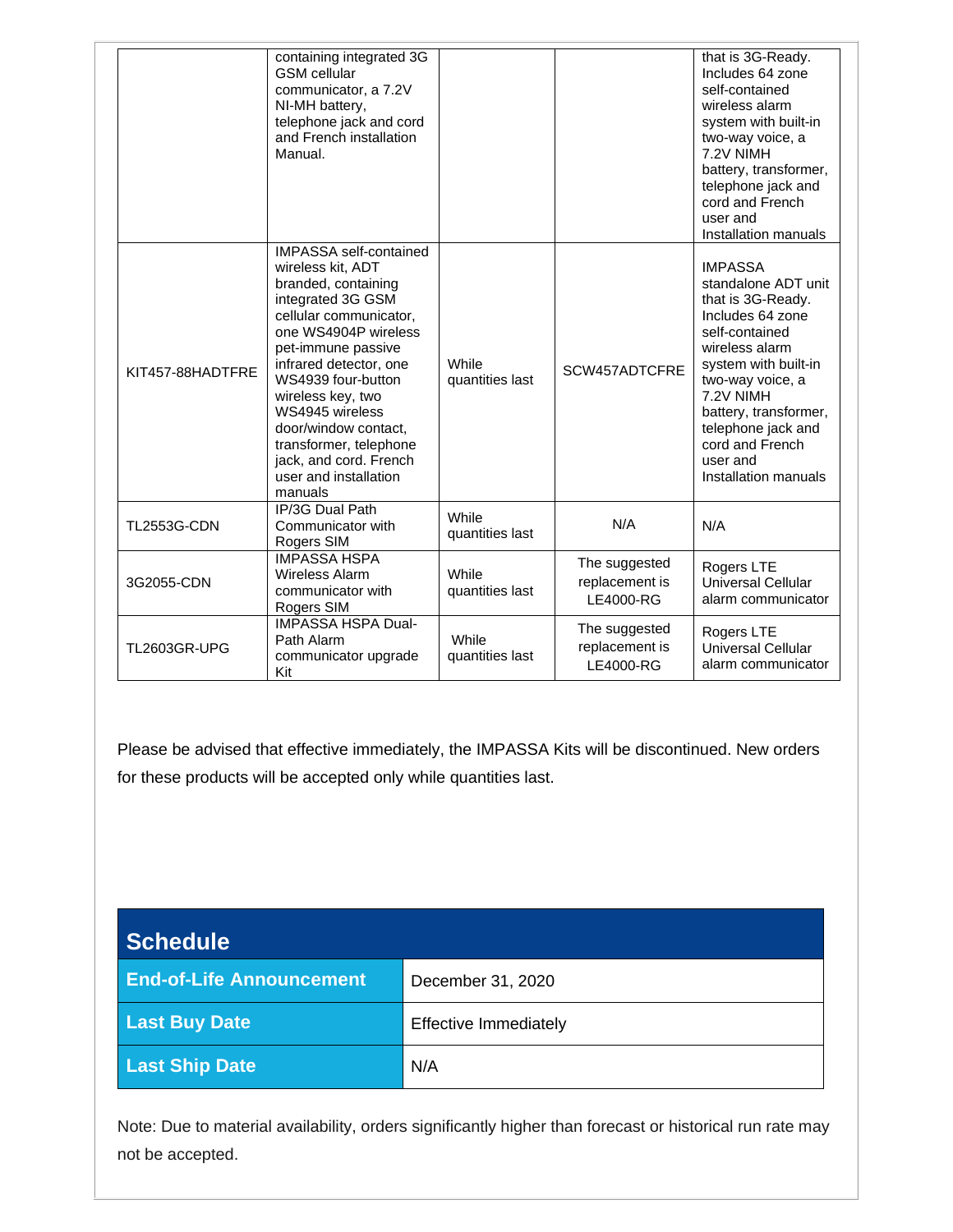| | | | | |
|---|---|---|---|---|
| | containing integrated 3G GSM cellular communicator, a 7.2V NI-MH battery, telephone jack and cord and French installation Manual. | | | that is 3G-Ready. Includes 64 zone self-contained wireless alarm system with built-in two-way voice, a 7.2V NIMH battery, transformer, telephone jack and cord and French user and Installation manuals |
| KIT457-88HADTFRE | IMPASSA self-contained wireless kit, ADT branded, containing integrated 3G GSM cellular communicator, one WS4904P wireless pet-immune passive infrared detector, one WS4939 four-button wireless key, two WS4945 wireless door/window contact, transformer, telephone jack, and cord. French user and installation manuals | While quantities last | SCW457ADTCFRE | IMPASSA standalone ADT unit that is 3G-Ready. Includes 64 zone self-contained wireless alarm system with built-in two-way voice, a 7.2V NIMH battery, transformer, telephone jack and cord and French user and Installation manuals |
| TL2553G-CDN | IP/3G Dual Path Communicator with Rogers SIM | While quantities last | N/A | N/A |
| 3G2055-CDN | IMPASSA HSPA Wireless Alarm communicator with Rogers SIM | While quantities last | The suggested replacement is LE4000-RG | Rogers LTE Universal Cellular alarm communicator |
| TL2603GR-UPG | IMPASSA HSPA Dual-Path Alarm communicator upgrade Kit | While quantities last | The suggested replacement is LE4000-RG | Rogers LTE Universal Cellular alarm communicator |

Please be advised that effective immediately, the IMPASSA Kits will be discontinued. New orders for these products will be accepted only while quantities last.

| **Schedule** | |
|---|---|
| **End-of-Life Announcement** | December 31, 2020 |
| **Last Buy Date** | Effective Immediately |
| **Last Ship Date** | N/A |

Note: Due to material availability, orders significantly higher than forecast or historical run rate may not be accepted.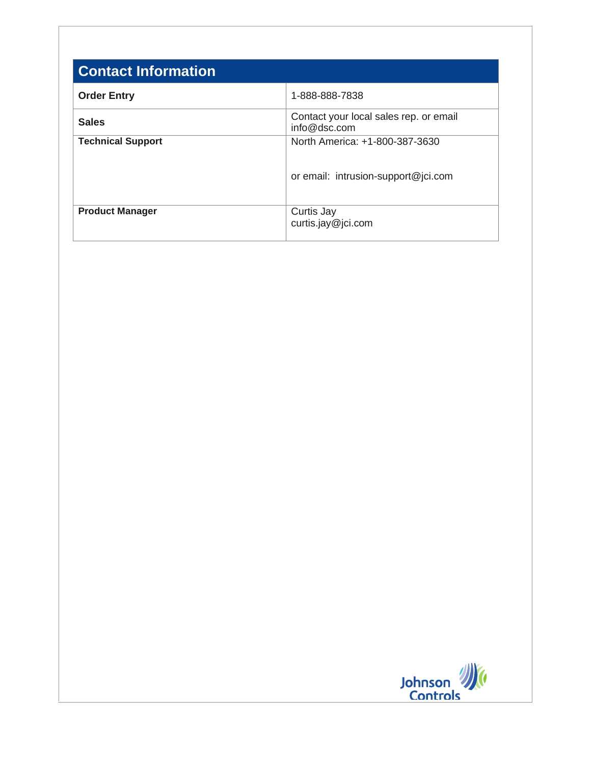## Contact Information

| | |
|---|---|
| **Order Entry** | 1-888-888-7838 |
| **Sales** | Contact your local sales rep. or email info@dsc.com |
| **Technical Support** | North America: +1-800-387-3630<br><br>or email: intrusion-support@jci.com |
| **Product Manager** | Curtis Jay<br>curtis.jay@jci.com |

Johnson Controls